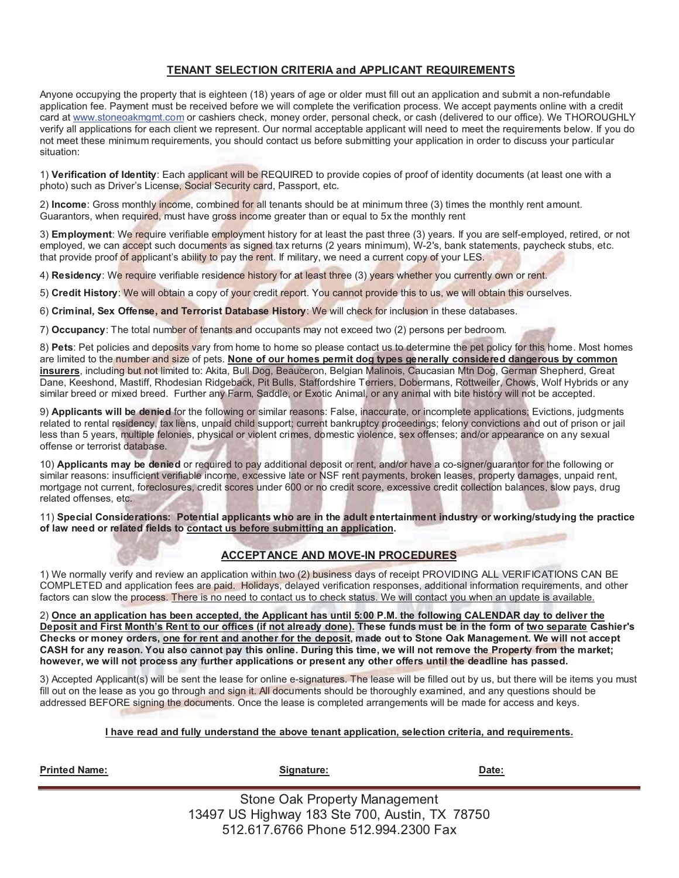## TENANT SELECTION CRITERIA and APPLICANT REQUIREMENTS

Anyone occupying the property that is eighteen (18) years of age or older must fill out an application and submit a non-refundable application fee. Payment must be received before we will complete the verification process. We accept payments online with a credit card at www.stoneoakmgmt.com or cashiers check, money order, personal check, or cash (delivered to our office). We THOROUGHLY verify all applications for each client we represent. Our normal acceptable applicant will need to meet the requirements below. If you do not meet these minimum requirements, you should contact us before submitting your application in order to discuss your particular situation:

1) **Verification of Identity**: Each applicant will be REQUIRED to provide copies of proof of identity documents (at least one with a photo) such as Driver's License, Social Security card, Passport, etc.

2) **Income**: Gross monthly income, combined for all tenants should be at minimum three (3) times the monthly rent amount. Guarantors, when required, must have gross income greater than or equal to 5x the monthly rent

3) **Employment**: We require verifiable employment history for at least the past three (3) years. If you are self-employed, retired, or not employed, we can accept such documents as signed tax returns (2 years minimum), W-2's, bank statements, paycheck stubs, etc. that provide proof of applicant's ability to pay the rent. If military, we need a current copy of your LES.

4) **Residency**: We require verifiable residence history for at least three (3) years whether you currently own or rent.

5) **Credit History**: We will obtain a copy of your credit report. You cannot provide this to us, we will obtain this ourselves.

6) **Criminal, Sex Offense, and Terrorist Database History**: We will check for inclusion in these databases.

7) **Occupancy**: The total number of tenants and occupants may not exceed two (2) persons per bedroom.

8) **Pets**: Pet policies and deposits vary from home to home so please contact us to determine the pet policy for this home. Most homes are limited to the number and size of pets. **None of our homes permit dog types generally considered dangerous by common insurers**, including but not limited to: Akita, Bull Dog, Beauceron, Belgian Malinois, Caucasian Mtn Dog, German Shepherd, Great Dane, Keeshond, Mastiff, Rhodesian Ridgeback, Pit Bulls, Staffordshire Terriers, Dobermans, Rottweiler, Chows, Wolf Hybrids or any similar breed or mixed breed. Further any Farm, Saddle, or Exotic Animal, or any animal with bite history will not be accepted.

9) **Applicants will be denied** for the following or similar reasons: False, inaccurate, or incomplete applications; Evictions, judgments related to rental residency, tax liens, unpaid child support; current bankruptcy proceedings; felony convictions and out of prison or jail less than 5 years, multiple felonies, physical or violent crimes, domestic violence, sex offenses; and/or appearance on any sexual offense or terrorist database.

10) **Applicants may be denied** or required to pay additional deposit or rent, and/or have a co-signer/guarantor for the following or similar reasons: insufficient verifiable income, excessive late or NSF rent payments, broken leases, property damages, unpaid rent, mortgage not current, foreclosures, credit scores under 600 or no credit score, excessive credit collection balances, slow pays, drug related offenses, etc.

11) **Special Considerations: Potential applicants who are in the adult entertainment industry or working/studying the practice of law need or related fields to contact us before submitting an application.**

## ACCEPTANCE AND MOVE-IN PROCEDURES

1) We normally verify and review an application within two (2) business days of receipt PROVIDING ALL VERIFICATIONS CAN BE COMPLETED and application fees are paid. Holidays, delayed verification responses, additional information requirements, and other factors can slow the process. There is no need to contact us to check status. We will contact you when an update is available.

2) **Once an application has been accepted, the Applicant has until 5:00 P.M. the following CALENDAR day to deliver the Deposit and First Month's Rent to our offices (if not already done). These funds must be in the form of two separate Cashier's Checks or money orders, one for rent and another for the deposit, made out to Stone Oak Management. We will not accept CASH for any reason. You also cannot pay this online. During this time, we will not remove the Property from the market; however, we will not process any further applications or present any other offers until the deadline has passed.**

3) Accepted Applicant(s) will be sent the lease for online e-signatures. The lease will be filled out by us, but there will be items you must fill out on the lease as you go through and sign it. All documents should be thoroughly examined, and any questions should be addressed BEFORE signing the documents. Once the lease is completed arrangements will be made for access and keys.

**I have read and fully understand the above tenant application, selection criteria, and requirements.**

**Printed Name:** **Signature:** **Date:**

Stone Oak Property Management
13497 US Highway 183 Ste 700, Austin, TX 78750
512.617.6766 Phone 512.994.2300 Fax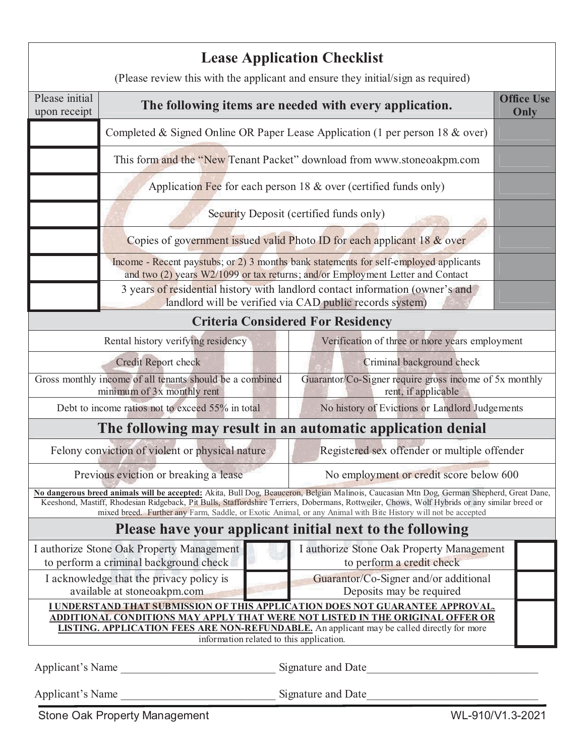# Lease Application Checklist

(Please review this with the applicant and ensure they initial/sign as required)

| Please initial upon receipt | The following items are needed with every application. | Office Use Only |
|---|---|---|
| | Completed & Signed Online OR Paper Lease Application (1 per person 18 & over) | |
| | This form and the "New Tenant Packet" download from www.stoneoakpm.com | |
| | Application Fee for each person 18 & over (certified funds only) | |
| | Security Deposit (certified funds only) | |
| | Copies of government issued valid Photo ID for each applicant 18 & over | |
| | Income - Recent paystubs; or 2) 3 months bank statements for self-employed applicants and two (2) years W2/1099 or tax returns; and/or Employment Letter and Contact | |
| | 3 years of residential history with landlord contact information (owner's and landlord will be verified via CAD public records system) | |

## Criteria Considered For Residency

| | |
|---|---|
| Rental history verifying residency | Verification of three or more years employment |
| Credit Report check | Criminal background check |
| Gross monthly income of all tenants should be a combined minimum of 3x monthly rent | Guarantor/Co-Signer require gross income of 5x monthly rent, if applicable |
| Debt to income ratios not to exceed 55% in total | No history of Evictions or Landlord Judgements |

## The following may result in an automatic application denial

| | |
|---|---|
| Felony conviction of violent or physical nature | Registered sex offender or multiple offender |
| Previous eviction or breaking a lease | No employment or credit score below 600 |

**No dangerous breed animals will be accepted:** Akita, Bull Dog, Beauceron, Belgian Malinois, Caucasian Mtn Dog, German Shepherd, Great Dane, Keeshond, Mastiff, Rhodesian Ridgeback, Pit Bulls, Staffordshire Terriers, Dobermans, Rottweiler, Chows, Wolf Hybrids or any similar breed or mixed breed. Further any Farm, Saddle, or Exotic Animal, or any Animal with Bite History will not be accepted

## Please have your applicant initial next to the following

| | | | |
|---|---|---|---|
| I authorize Stone Oak Property Management to perform a criminal background check | | I authorize Stone Oak Property Management to perform a credit check | |
| I acknowledge that the privacy policy is available at stoneoakpm.com | | Guarantor/Co-Signer and/or additional Deposits may be required | |

**I UNDERSTAND THAT SUBMISSION OF THIS APPLICATION DOES NOT GUARANTEE APPROVAL. ADDITIONAL CONDITIONS MAY APPLY THAT WERE NOT LISTED IN THE ORIGINAL OFFER OR LISTING. APPLICATION FEES ARE NON-REFUNDABLE.** An applicant may be called directly for more information related to this application.

Applicant's Name ___________________________ Signature and Date ______________________________

Applicant's Name ___________________________ Signature and Date ______________________________

Stone Oak Property Management WL-910/V1.3-2021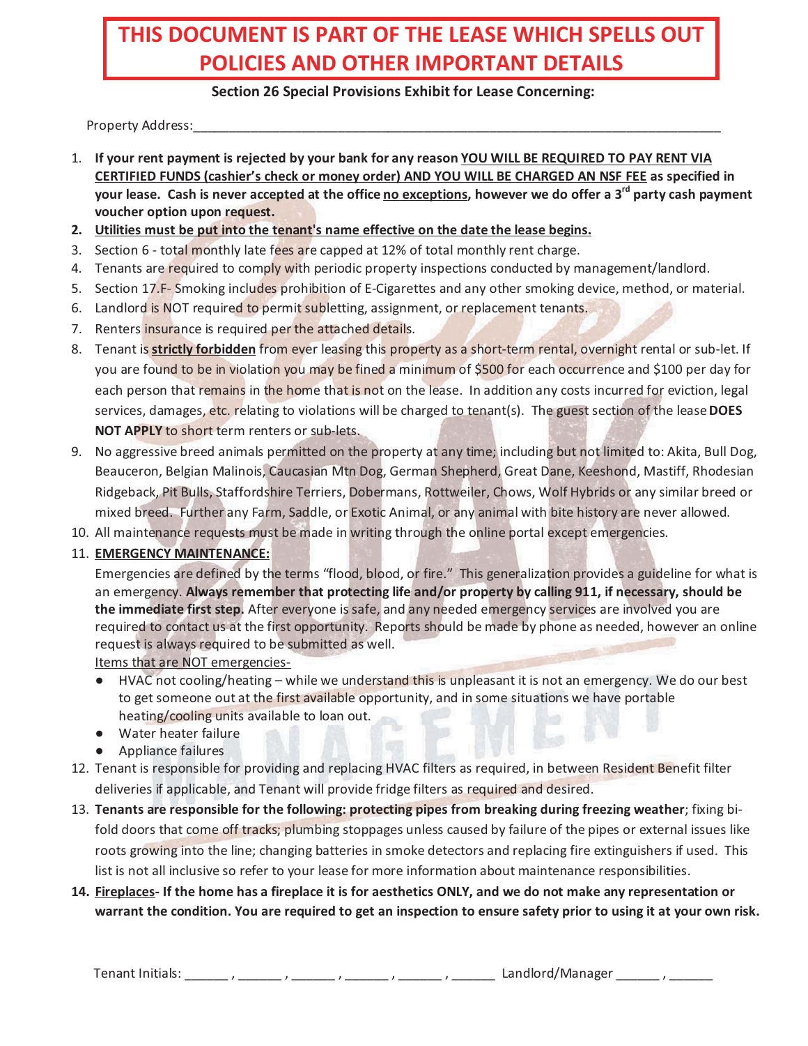# THIS DOCUMENT IS PART OF THE LEASE WHICH SPELLS OUT POLICIES AND OTHER IMPORTANT DETAILS

**Section 26 Special Provisions Exhibit for Lease Concerning:**

Property Address:_______________________________________________________________________________

1. **If your rent payment is rejected by your bank for any reason YOU WILL BE REQUIRED TO PAY RENT VIA CERTIFIED FUNDS (cashier's check or money order) AND YOU WILL BE CHARGED AN NSF FEE as specified in your lease. Cash is never accepted at the office no exceptions, however we do offer a 3rd party cash payment voucher option upon request.**
2. **Utilities must be put into the tenant's name effective on the date the lease begins.**
3. Section 6 - total monthly late fees are capped at 12% of total monthly rent charge.
4. Tenants are required to comply with periodic property inspections conducted by management/landlord.
5. Section 17.F- Smoking includes prohibition of E-Cigarettes and any other smoking device, method, or material.
6. Landlord is NOT required to permit subletting, assignment, or replacement tenants.
7. Renters insurance is required per the attached details.
8. Tenant is **strictly forbidden** from ever leasing this property as a short-term rental, overnight rental or sub-let. If you are found to be in violation you may be fined a minimum of $500 for each occurrence and $100 per day for each person that remains in the home that is not on the lease. In addition any costs incurred for eviction, legal services, damages, etc. relating to violations will be charged to tenant(s). The guest section of the lease **DOES NOT APPLY** to short term renters or sub-lets.
9. No aggressive breed animals permitted on the property at any time; including but not limited to: Akita, Bull Dog, Beauceron, Belgian Malinois, Caucasian Mtn Dog, German Shepherd, Great Dane, Keeshond, Mastiff, Rhodesian Ridgeback, Pit Bulls, Staffordshire Terriers, Dobermans, Rottweiler, Chows, Wolf Hybrids or any similar breed or mixed breed. Further any Farm, Saddle, or Exotic Animal, or any animal with bite history are never allowed.
10. All maintenance requests must be made in writing through the online portal except emergencies.
11. **EMERGENCY MAINTENANCE:**
    Emergencies are defined by the terms "flood, blood, or fire." This generalization provides a guideline for what is an emergency. **Always remember that protecting life and/or property by calling 911, if necessary, should be the immediate first step.** After everyone is safe, and any needed emergency services are involved you are required to contact us at the first opportunity. Reports should be made by phone as needed, however an online request is always required to be submitted as well.
    Items that are NOT emergencies-
    - HVAC not cooling/heating – while we understand this is unpleasant it is not an emergency. We do our best to get someone out at the first available opportunity, and in some situations we have portable heating/cooling units available to loan out.
    - Water heater failure
    - Appliance failures
12. Tenant is responsible for providing and replacing HVAC filters as required, in between Resident Benefit filter deliveries if applicable, and Tenant will provide fridge filters as required and desired.
13. **Tenants are responsible for the following: protecting pipes from breaking during freezing weather**; fixing bi-fold doors that come off tracks; plumbing stoppages unless caused by failure of the pipes or external issues like roots growing into the line; changing batteries in smoke detectors and replacing fire extinguishers if used. This list is not all inclusive so refer to your lease for more information about maintenance responsibilities.
14. **Fireplaces- If the home has a fireplace it is for aesthetics ONLY, and we do not make any representation or warrant the condition. You are required to get an inspection to ensure safety prior to using it at your own risk.**

Tenant Initials: ______ , ______ , ______ , ______ , ______ , ______ Landlord/Manager ______ , ______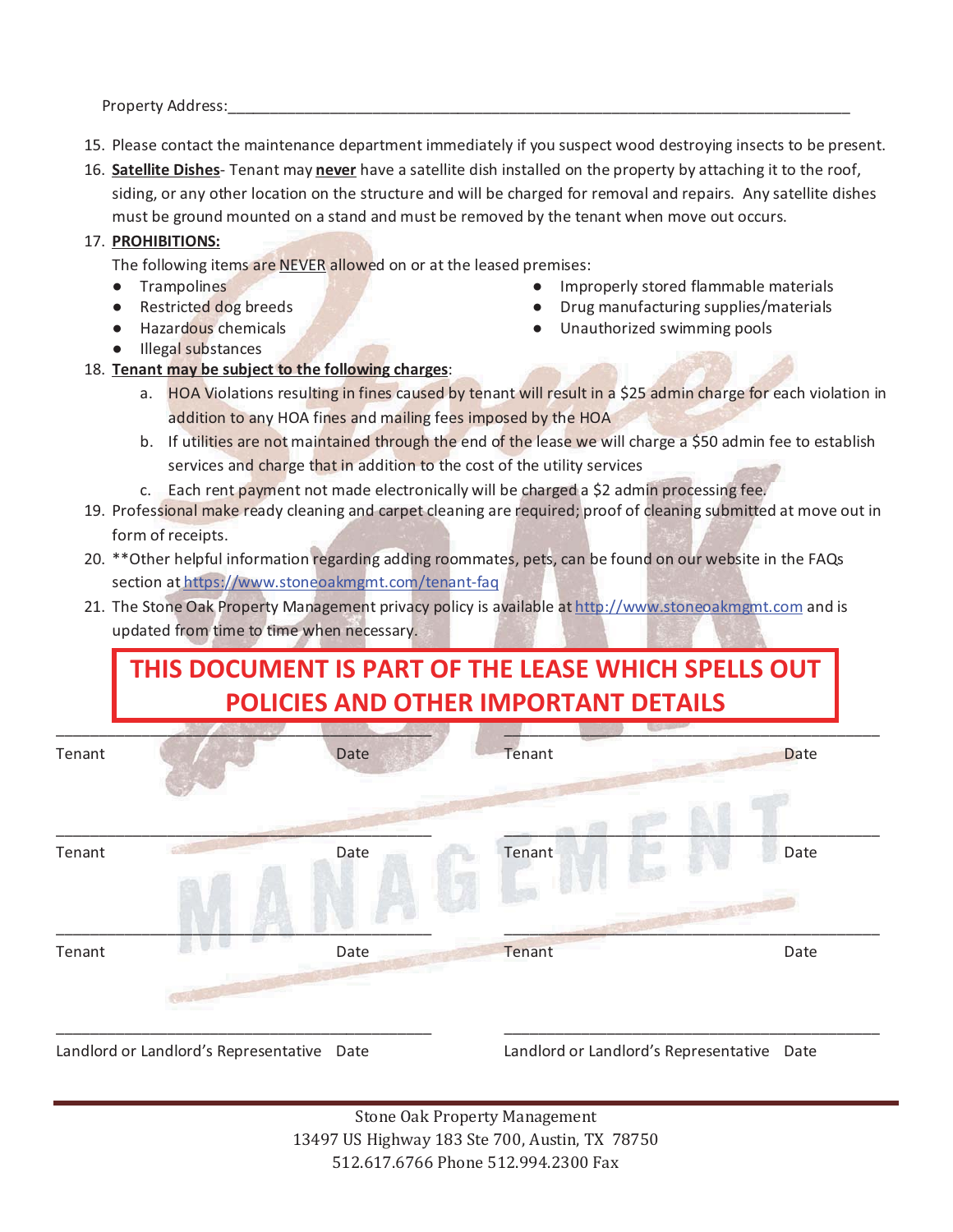Property Address:_______________________________________________________________________

15. Please contact the maintenance department immediately if you suspect wood destroying insects to be present.
16. **Satellite Dishes**- Tenant may **never** have a satellite dish installed on the property by attaching it to the roof, siding, or any other location on the structure and will be charged for removal and repairs. Any satellite dishes must be ground mounted on a stand and must be removed by the tenant when move out occurs.
17. **PROHIBITIONS:**

    The following items are NEVER allowed on or at the leased premises:

    - Trampolines
    - Restricted dog breeds
    - Hazardous chemicals
    - Illegal substances
    - Improperly stored flammable materials
    - Drug manufacturing supplies/materials
    - Unauthorized swimming pools

18. **Tenant may be subject to the following charges**:
    a. HOA Violations resulting in fines caused by tenant will result in a $25 admin charge for each violation in addition to any HOA fines and mailing fees imposed by the HOA
    b. If utilities are not maintained through the end of the lease we will charge a $50 admin fee to establish services and charge that in addition to the cost of the utility services
    c. Each rent payment not made electronically will be charged a $2 admin processing fee.
19. Professional make ready cleaning and carpet cleaning are required; proof of cleaning submitted at move out in form of receipts.
20. **Other helpful information regarding adding roommates, pets, can be found on our website in the FAQs section at https://www.stoneoakmgmt.com/tenant-faq
21. The Stone Oak Property Management privacy policy is available at http://www.stoneoakmgmt.com and is updated from time to time when necessary.

**THIS DOCUMENT IS PART OF THE LEASE WHICH SPELLS OUT POLICIES AND OTHER IMPORTANT DETAILS**

| | | | |
|---|---|---|---|
| ______________________ | | ______________________ | |
| Tenant | Date | Tenant | Date |
| ______________________ | | ______________________ | |
| Tenant | Date | Tenant | Date |
| ______________________ | | ______________________ | |
| Tenant | Date | Tenant | Date |
| ______________________ | | ______________________ | |
| Landlord or Landlord's Representative | Date | Landlord or Landlord's Representative | Date |

Stone Oak Property Management
13497 US Highway 183 Ste 700, Austin, TX 78750
512.617.6766 Phone 512.994.2300 Fax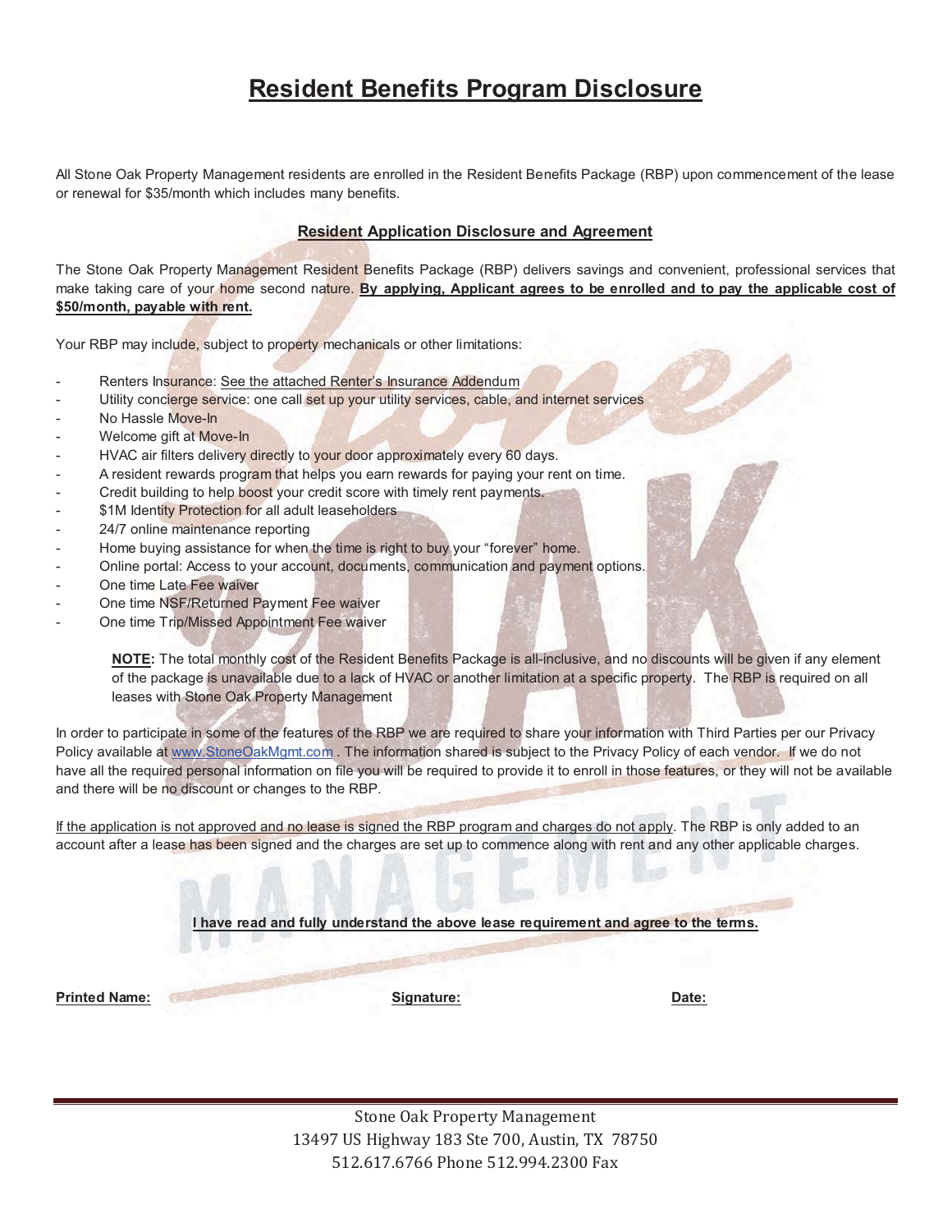# Resident Benefits Program Disclosure

All Stone Oak Property Management residents are enrolled in the Resident Benefits Package (RBP) upon commencement of the lease or renewal for $35/month which includes many benefits.

## Resident Application Disclosure and Agreement

The Stone Oak Property Management Resident Benefits Package (RBP) delivers savings and convenient, professional services that make taking care of your home second nature. **By applying, Applicant agrees to be enrolled and to pay the applicable cost of $50/month, payable with rent.**

Your RBP may include, subject to property mechanicals or other limitations:

- Renters Insurance: See the attached Renter's Insurance Addendum
- Utility concierge service: one call set up your utility services, cable, and internet services
- No Hassle Move-In
- Welcome gift at Move-In
- HVAC air filters delivery directly to your door approximately every 60 days.
- A resident rewards program that helps you earn rewards for paying your rent on time.
- Credit building to help boost your credit score with timely rent payments.
- $1M Identity Protection for all adult leaseholders
- 24/7 online maintenance reporting
- Home buying assistance for when the time is right to buy your "forever" home.
- Online portal: Access to your account, documents, communication and payment options.
- One time Late Fee waiver
- One time NSF/Returned Payment Fee waiver
- One time Trip/Missed Appointment Fee waiver

> **NOTE:** The total monthly cost of the Resident Benefits Package is all-inclusive, and no discounts will be given if any element of the package is unavailable due to a lack of HVAC or another limitation at a specific property. The RBP is required on all leases with Stone Oak Property Management

In order to participate in some of the features of the RBP we are required to share your information with Third Parties per our Privacy Policy available at www.StoneOakMgmt.com . The information shared is subject to the Privacy Policy of each vendor. If we do not have all the required personal information on file you will be required to provide it to enroll in those features, or they will not be available and there will be no discount or changes to the RBP.

If the application is not approved and no lease is signed the RBP program and charges do not apply. The RBP is only added to an account after a lease has been signed and the charges are set up to commence along with rent and any other applicable charges.

**I have read and fully understand the above lease requirement and agree to the terms.**

**Printed Name:** **Signature:** **Date:**

Stone Oak Property Management
13497 US Highway 183 Ste 700, Austin, TX 78750
512.617.6766 Phone 512.994.2300 Fax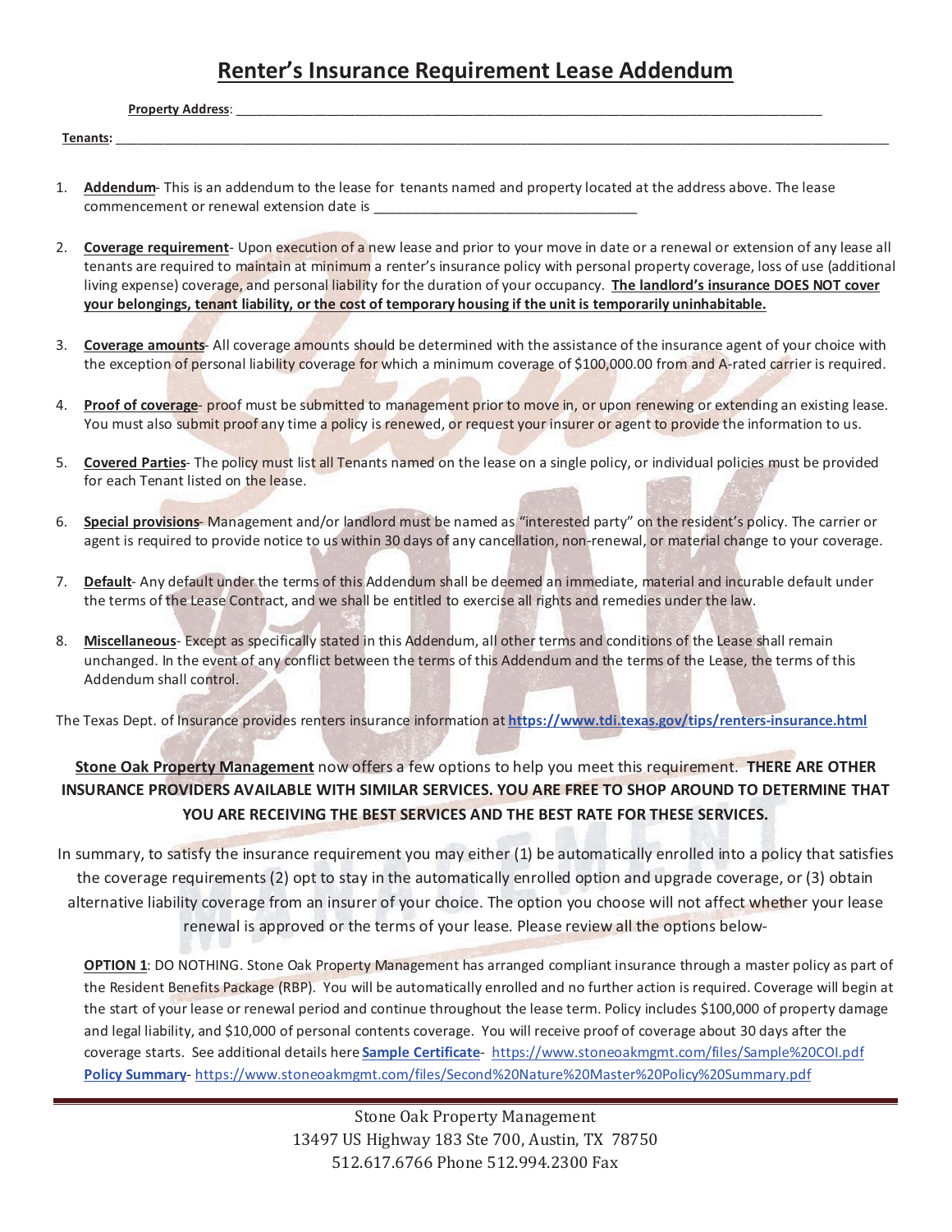# Renter's Insurance Requirement Lease Addendum

**Property Address**: ___________________________________________________________________________

**Tenants:** ______________________________________________________________________________________

1. **Addendum**- This is an addendum to the lease for tenants named and property located at the address above. The lease commencement or renewal extension date is ________________________________

2. **Coverage requirement**- Upon execution of a new lease and prior to your move in date or a renewal or extension of any lease all tenants are required to maintain at minimum a renter's insurance policy with personal property coverage, loss of use (additional living expense) coverage, and personal liability for the duration of your occupancy. **The landlord's insurance DOES NOT cover your belongings, tenant liability, or the cost of temporary housing if the unit is temporarily uninhabitable.**

3. **Coverage amounts**- All coverage amounts should be determined with the assistance of the insurance agent of your choice with the exception of personal liability coverage for which a minimum coverage of $100,000.00 from and A-rated carrier is required.

4. **Proof of coverage**- proof must be submitted to management prior to move in, or upon renewing or extending an existing lease. You must also submit proof any time a policy is renewed, or request your insurer or agent to provide the information to us.

5. **Covered Parties**- The policy must list all Tenants named on the lease on a single policy, or individual policies must be provided for each Tenant listed on the lease.

6. **Special provisions**- Management and/or landlord must be named as "interested party" on the resident's policy. The carrier or agent is required to provide notice to us within 30 days of any cancellation, non-renewal, or material change to your coverage.

7. **Default**- Any default under the terms of this Addendum shall be deemed an immediate, material and incurable default under the terms of the Lease Contract, and we shall be entitled to exercise all rights and remedies under the law.

8. **Miscellaneous**- Except as specifically stated in this Addendum, all other terms and conditions of the Lease shall remain unchanged. In the event of any conflict between the terms of this Addendum and the terms of the Lease, the terms of this Addendum shall control.

The Texas Dept. of Insurance provides renters insurance information at **https://www.tdi.texas.gov/tips/renters-insurance.html**

**Stone Oak Property Management** now offers a few options to help you meet this requirement. **THERE ARE OTHER INSURANCE PROVIDERS AVAILABLE WITH SIMILAR SERVICES. YOU ARE FREE TO SHOP AROUND TO DETERMINE THAT YOU ARE RECEIVING THE BEST SERVICES AND THE BEST RATE FOR THESE SERVICES.**

In summary, to satisfy the insurance requirement you may either (1) be automatically enrolled into a policy that satisfies the coverage requirements (2) opt to stay in the automatically enrolled option and upgrade coverage, or (3) obtain alternative liability coverage from an insurer of your choice. The option you choose will not affect whether your lease renewal is approved or the terms of your lease. Please review all the options below-

**OPTION 1**: DO NOTHING. Stone Oak Property Management has arranged compliant insurance through a master policy as part of the Resident Benefits Package (RBP). You will be automatically enrolled and no further action is required. Coverage will begin at the start of your lease or renewal period and continue throughout the lease term. Policy includes $100,000 of property damage and legal liability, and $10,000 of personal contents coverage. You will receive proof of coverage about 30 days after the coverage starts. See additional details here **Sample Certificate**- https://www.stoneoakmgmt.com/files/Sample%20COI.pdf
**Policy Summary**- https://www.stoneoakmgmt.com/files/Second%20Nature%20Master%20Policy%20Summary.pdf

Stone Oak Property Management
13497 US Highway 183 Ste 700, Austin, TX 78750
512.617.6766 Phone 512.994.2300 Fax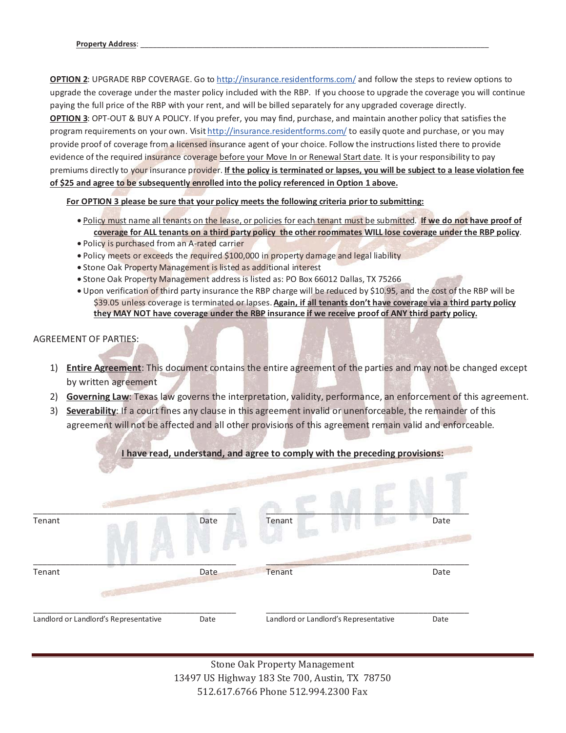**Property Address**: ___________________________________________________________________________

**OPTION 2**: UPGRADE RBP COVERAGE. Go to http://insurance.residentforms.com/ and follow the steps to review options to upgrade the coverage under the master policy included with the RBP. If you choose to upgrade the coverage you will continue paying the full price of the RBP with your rent, and will be billed separately for any upgraded coverage directly.

**OPTION 3**: OPT-OUT & BUY A POLICY. If you prefer, you may find, purchase, and maintain another policy that satisfies the program requirements on your own. Visit http://insurance.residentforms.com/ to easily quote and purchase, or you may provide proof of coverage from a licensed insurance agent of your choice. Follow the instructions listed there to provide evidence of the required insurance coverage before your Move In or Renewal Start date. It is your responsibility to pay premiums directly to your insurance provider. **If the policy is terminated or lapses, you will be subject to a lease violation fee of $25 and agree to be subsequently enrolled into the policy referenced in Option 1 above.**

**For OPTION 3 please be sure that your policy meets the following criteria prior to submitting:**

- Policy must name all tenants on the lease, or policies for each tenant must be submitted. **If we do not have proof of coverage for ALL tenants on a third party policy the other roommates WILL lose coverage under the RBP policy.**
- Policy is purchased from an A-rated carrier
- Policy meets or exceeds the required $100,000 in property damage and legal liability
- Stone Oak Property Management is listed as additional interest
- Stone Oak Property Management address is listed as: PO Box 66012 Dallas, TX 75266
- Upon verification of third party insurance the RBP charge will be reduced by $10.95, and the cost of the RBP will be $39.05 unless coverage is terminated or lapses. **Again, if all tenants don't have coverage via a third party policy they MAY NOT have coverage under the RBP insurance if we receive proof of ANY third party policy.**

AGREEMENT OF PARTIES:

1) **Entire Agreement**: This document contains the entire agreement of the parties and may not be changed except by written agreement
2) **Governing Law**: Texas law governs the interpretation, validity, performance, an enforcement of this agreement.
3) **Severability**: If a court fines any clause in this agreement invalid or unenforceable, the remainder of this agreement will not be affected and all other provisions of this agreement remain valid and enforceable.

**I have read, understand, and agree to comply with the preceding provisions:**

| | | | |
|---|---|---|---|
| Tenant | Date | Tenant | Date |
| Tenant | Date | Tenant | Date |
| Landlord or Landlord's Representative | Date | Landlord or Landlord's Representative | Date |

Stone Oak Property Management
13497 US Highway 183 Ste 700, Austin, TX 78750
512.617.6766 Phone 512.994.2300 Fax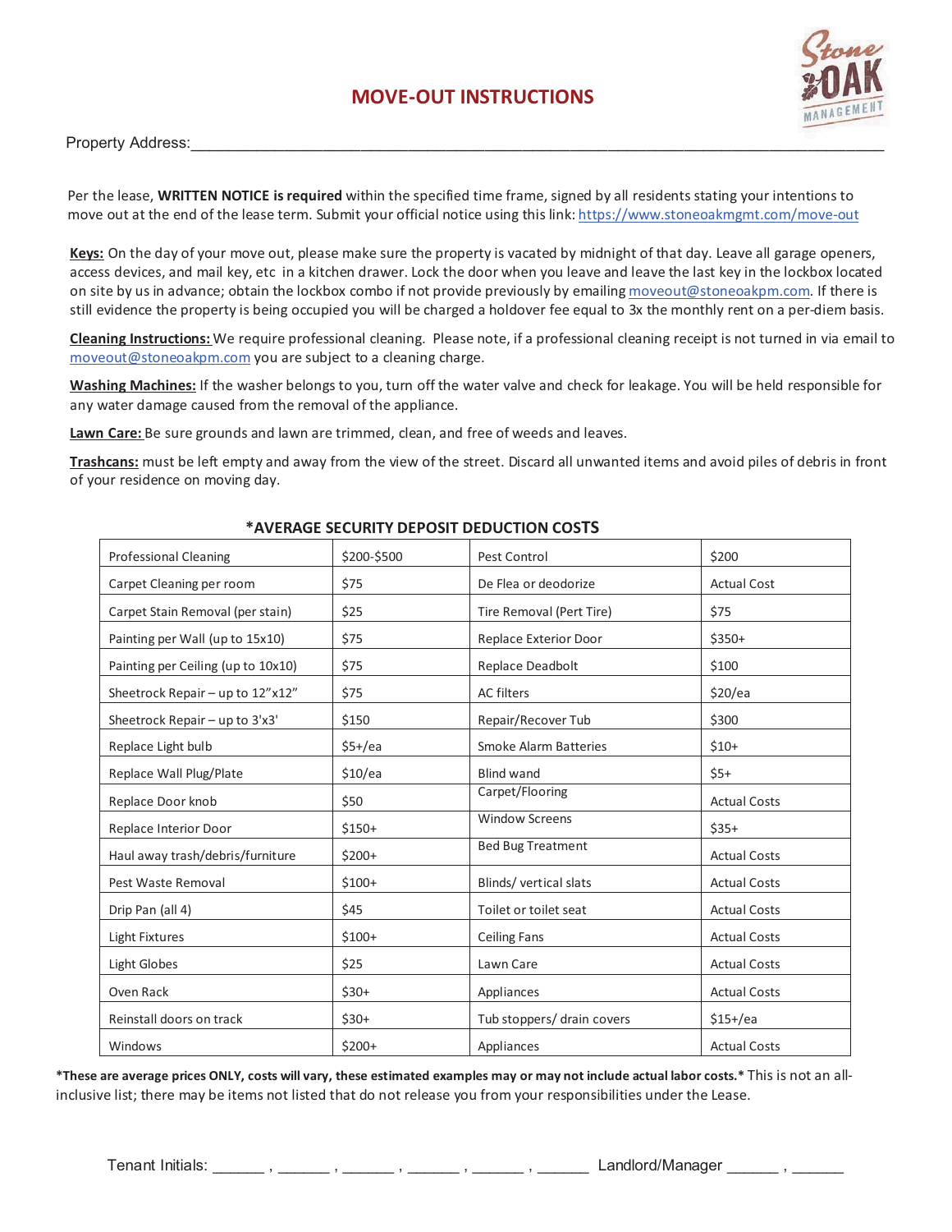# MOVE-OUT INSTRUCTIONS

Property Address:_______________________________________________________________________________

Per the lease, **WRITTEN NOTICE is required** within the specified time frame, signed by all residents stating your intentions to move out at the end of the lease term. Submit your official notice using this link: https://www.stoneoakmgmt.com/move-out

**Keys:** On the day of your move out, please make sure the property is vacated by midnight of that day. Leave all garage openers, access devices, and mail key, etc in a kitchen drawer. Lock the door when you leave and leave the last key in the lockbox located on site by us in advance; obtain the lockbox combo if not provide previously by emailing moveout@stoneoakpm.com. If there is still evidence the property is being occupied you will be charged a holdover fee equal to 3x the monthly rent on a per-diem basis.

**Cleaning Instructions:** We require professional cleaning. Please note, if a professional cleaning receipt is not turned in via email to moveout@stoneoakpm.com you are subject to a cleaning charge.

**Washing Machines:** If the washer belongs to you, turn off the water valve and check for leakage. You will be held responsible for any water damage caused from the removal of the appliance.

**Lawn Care:** Be sure grounds and lawn are trimmed, clean, and free of weeds and leaves.

**Trashcans:** must be left empty and away from the view of the street. Discard all unwanted items and avoid piles of debris in front of your residence on moving day.

## *AVERAGE SECURITY DEPOSIT DEDUCTION COSTS

| | | | |
|---|---|---|---|
| Professional Cleaning | $200-$500 | Pest Control | $200 |
| Carpet Cleaning per room | $75 | De Flea or deodorize | Actual Cost |
| Carpet Stain Removal (per stain) | $25 | Tire Removal (Pert Tire) | $75 |
| Painting per Wall (up to 15x10) | $75 | Replace Exterior Door | $350+ |
| Painting per Ceiling (up to 10x10) | $75 | Replace Deadbolt | $100 |
| Sheetrock Repair – up to 12"x12" | $75 | AC filters | $20/ea |
| Sheetrock Repair – up to 3'x3' | $150 | Repair/Recover Tub | $300 |
| Replace Light bulb | $5+/ea | Smoke Alarm Batteries | $10+ |
| Replace Wall Plug/Plate | $10/ea | Blind wand | $5+ |
| Replace Door knob | $50 | Carpet/Flooring | Actual Costs |
| Replace Interior Door | $150+ | Window Screens | $35+ |
| Haul away trash/debris/furniture | $200+ | Bed Bug Treatment | Actual Costs |
| Pest Waste Removal | $100+ | Blinds/ vertical slats | Actual Costs |
| Drip Pan (all 4) | $45 | Toilet or toilet seat | Actual Costs |
| Light Fixtures | $100+ | Ceiling Fans | Actual Costs |
| Light Globes | $25 | Lawn Care | Actual Costs |
| Oven Rack | $30+ | Appliances | Actual Costs |
| Reinstall doors on track | $30+ | Tub stoppers/ drain covers | $15+/ea |
| Windows | $200+ | Appliances | Actual Costs |

***These are average prices ONLY, costs will vary, these estimated examples may or may not include actual labor costs.*** This is not an all-inclusive list; there may be items not listed that do not release you from your responsibilities under the Lease.

Tenant Initials: ______ , ______ , ______ , ______ , ______ , ______ Landlord/Manager ______ , ______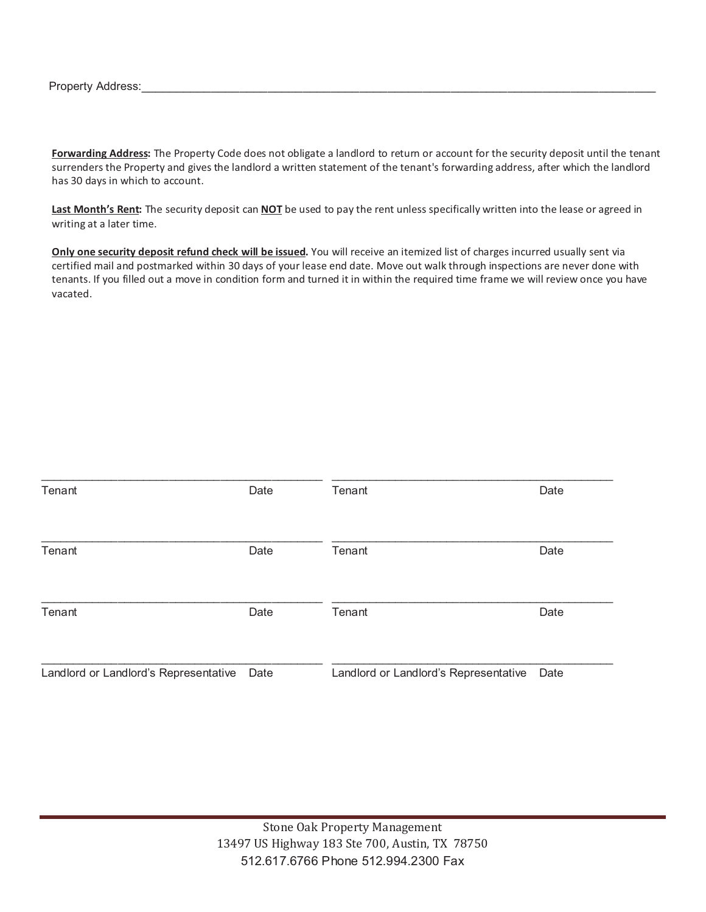Property Address:_______________________________________________________________________________

**Forwarding Address:** The Property Code does not obligate a landlord to return or account for the security deposit until the tenant surrenders the Property and gives the landlord a written statement of the tenant's forwarding address, after which the landlord has 30 days in which to account.

**Last Month's Rent:** The security deposit can **NOT** be used to pay the rent unless specifically written into the lease or agreed in writing at a later time.

**Only one security deposit refund check will be issued.** You will receive an itemized list of charges incurred usually sent via certified mail and postmarked within 30 days of your lease end date. Move out walk through inspections are never done with tenants. If you filled out a move in condition form and turned it in within the required time frame we will review once you have vacated.

| | | | |
|---|---|---|---|
| ______________________________ | | ______________________________ | |
| Tenant | Date | Tenant | Date |
| ______________________________ | | ______________________________ | |
| Tenant | Date | Tenant | Date |
| ______________________________ | | ______________________________ | |
| Tenant | Date | Tenant | Date |
| ______________________________ | | ______________________________ | |
| Landlord or Landlord's Representative | Date | Landlord or Landlord's Representative | Date |

Stone Oak Property Management
13497 US Highway 183 Ste 700, Austin, TX 78750
512.617.6766 Phone 512.994.2300 Fax